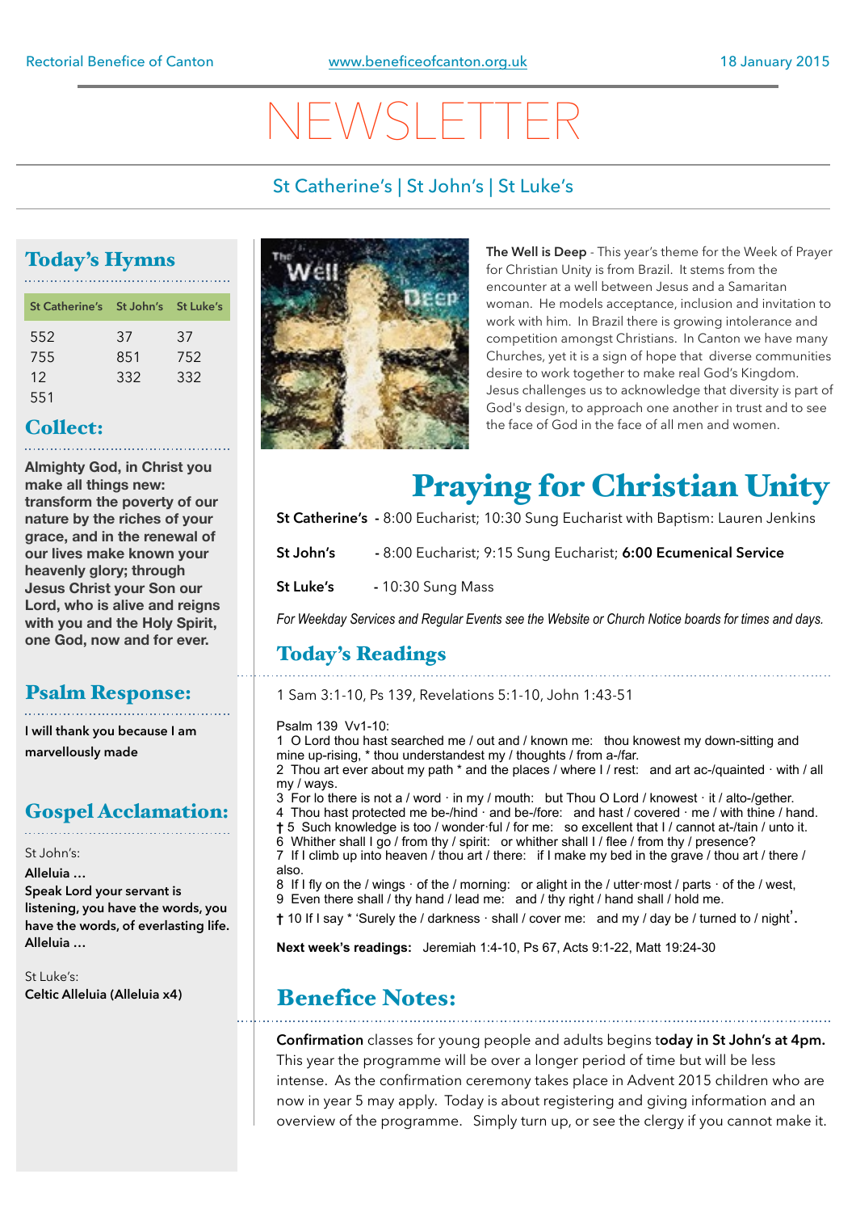Rectorial Benefice of Canton | www.beneficeofcanton.org.uk | 18 January 2015

# NEWSLETTER

St Catherine's | St John's | St Luke's

## Today's Hymns

| St Catherine's | St John's | St Luke's |
|---|---|---|
| 552 | 37 | 37 |
| 755 | 851 | 752 |
| 12 | 332 | 332 |
| 551 | | |

## Collect:

**Almighty God, in Christ you make all things new: transform the poverty of our nature by the riches of your grace, and in the renewal of our lives make known your heavenly glory; through Jesus Christ your Son our Lord, who is alive and reigns with you and the Holy Spirit, one God, now and for ever.**

## Psalm Response:

**I will thank you because I am marvellously made**

## Gospel Acclamation:

St John's:

**Alleluia …**
**Speak Lord your servant is listening, you have the words, you have the words, of everlasting life.**
**Alleluia …**

St Luke's:

**Celtic Alleluia (Alleluia x4)**

**The Well is Deep** - This year's theme for the Week of Prayer for Christian Unity is from Brazil. It stems from the encounter at a well between Jesus and a Samaritan woman. He models acceptance, inclusion and invitation to work with him. In Brazil there is growing intolerance and competition amongst Christians. In Canton we have many Churches, yet it is a sign of hope that diverse communities desire to work together to make real God's Kingdom. Jesus challenges us to acknowledge that diversity is part of God's design, to approach one another in trust and to see the face of God in the face of all men and women.

# Praying for Christian Unity

**St Catherine's** - 8:00 Eucharist; 10:30 Sung Eucharist with Baptism: Lauren Jenkins

**St John's** - 8:00 Eucharist; 9:15 Sung Eucharist; **6:00 Ecumenical Service**

**St Luke's** - 10:30 Sung Mass

*For Weekday Services and Regular Events see the Website or Church Notice boards for times and days.*

## Today's Readings

1 Sam 3:1-10, Ps 139, Revelations 5:1-10, John 1:43-51

Psalm 139 Vv1-10:

1 O Lord thou hast searched me / out and / known me: thou knowest my down-sitting and mine up-rising, * thou understandest my / thoughts / from a-/far.
2 Thou art ever about my path * and the places / where I / rest: and art ac-/quainted · with / all my / ways.
3 For lo there is not a / word · in my / mouth: but Thou O Lord / knowest · it / alto-/gether.
4 Thou hast protected me be-/hind · and be-/fore: and hast / covered · me / with thine / hand.
† 5 Such knowledge is too / wonder·ful / for me: so excellent that I / cannot at-/tain / unto it.
6 Whither shall I go / from thy / spirit: or whither shall I / flee / from thy / presence?
7 If I climb up into heaven / thou art / there: if I make my bed in the grave / thou art / there / also.
8 If I fly on the / wings · of the / morning: or alight in the / utter·most / parts · of the / west,
9 Even there shall / thy hand / lead me: and / thy right / hand shall / hold me.
† 10 If I say * 'Surely the / darkness · shall / cover me: and my / day be / turned to / night'.

**Next week's readings:** Jeremiah 1:4-10, Ps 67, Acts 9:1-22, Matt 19:24-30

## Benefice Notes:

**Confirmation** classes for young people and adults begins t**oday in St John's at 4pm.** This year the programme will be over a longer period of time but will be less intense. As the confirmation ceremony takes place in Advent 2015 children who are now in year 5 may apply. Today is about registering and giving information and an overview of the programme. Simply turn up, or see the clergy if you cannot make it.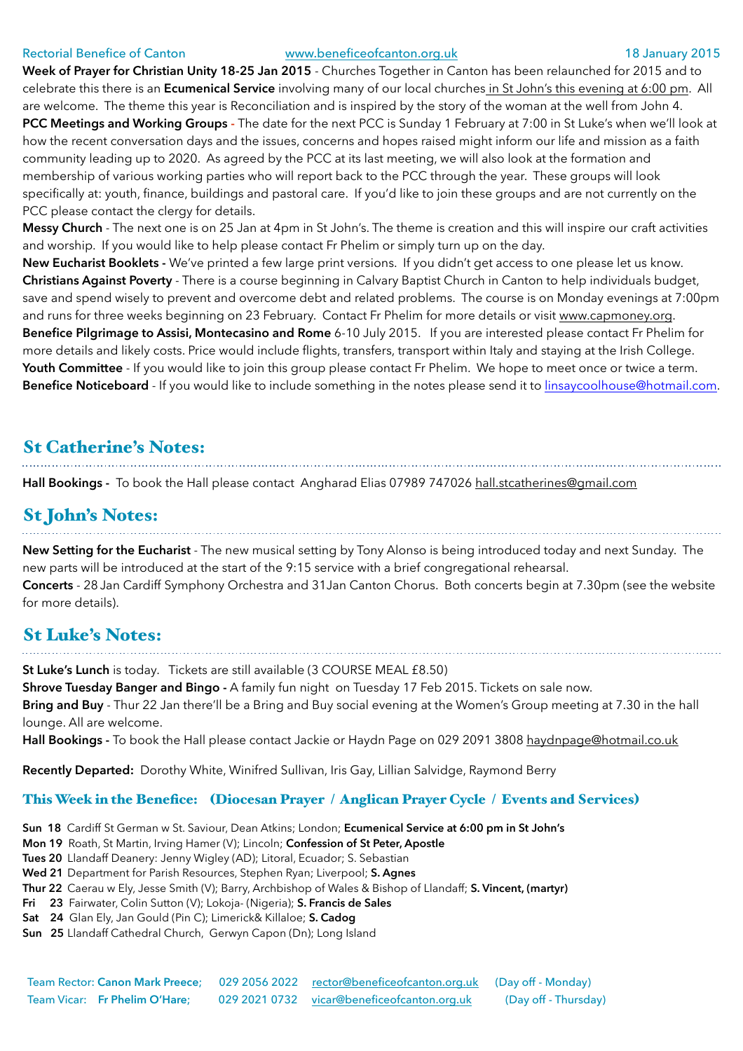**Week of Prayer for Christian Unity 18-25 Jan 2015** - Churches Together in Canton has been relaunched for 2015 and to celebrate this there is an **Ecumenical Service** involving many of our local churches in St John's this evening at 6:00 pm. All are welcome. The theme this year is Reconciliation and is inspired by the story of the woman at the well from John 4.

**PCC Meetings and Working Groups** - The date for the next PCC is Sunday 1 February at 7:00 in St Luke's when we'll look at how the recent conversation days and the issues, concerns and hopes raised might inform our life and mission as a faith community leading up to 2020. As agreed by the PCC at its last meeting, we will also look at the formation and membership of various working parties who will report back to the PCC through the year. These groups will look specifically at: youth, finance, buildings and pastoral care. If you'd like to join these groups and are not currently on the PCC please contact the clergy for details.

**Messy Church** - The next one is on 25 Jan at 4pm in St John's. The theme is creation and this will inspire our craft activities and worship. If you would like to help please contact Fr Phelim or simply turn up on the day.

**New Eucharist Booklets -** We've printed a few large print versions. If you didn't get access to one please let us know.

**Christians Against Poverty** - There is a course beginning in Calvary Baptist Church in Canton to help individuals budget, save and spend wisely to prevent and overcome debt and related problems. The course is on Monday evenings at 7:00pm and runs for three weeks beginning on 23 February. Contact Fr Phelim for more details or visit www.capmoney.org.

**Benefice Pilgrimage to Assisi, Montecasino and Rome** 6-10 July 2015. If you are interested please contact Fr Phelim for more details and likely costs. Price would include flights, transfers, transport within Italy and staying at the Irish College.

**Youth Committee** - If you would like to join this group please contact Fr Phelim. We hope to meet once or twice a term.

**Benefice Noticeboard** - If you would like to include something in the notes please send it to linsaycoolhouse@hotmail.com.

## St Catherine's Notes:

**Hall Bookings -** To book the Hall please contact Angharad Elias 07989 747026 hall.stcatherines@gmail.com

## St John's Notes:

**New Setting for the Eucharist** - The new musical setting by Tony Alonso is being introduced today and next Sunday. The new parts will be introduced at the start of the 9:15 service with a brief congregational rehearsal.

**Concerts** - 28 Jan Cardiff Symphony Orchestra and 31Jan Canton Chorus. Both concerts begin at 7.30pm (see the website for more details).

## St Luke's Notes:

**St Luke's Lunch** is today. Tickets are still available (3 COURSE MEAL £8.50)

**Shrove Tuesday Banger and Bingo -** A family fun night on Tuesday 17 Feb 2015. Tickets on sale now.

**Bring and Buy** - Thur 22 Jan there'll be a Bring and Buy social evening at the Women's Group meeting at 7.30 in the hall lounge. All are welcome.

**Hall Bookings -** To book the Hall please contact Jackie or Haydn Page on 029 2091 3808 haydnpage@hotmail.co.uk

**Recently Departed:** Dorothy White, Winifred Sullivan, Iris Gay, Lillian Salvidge, Raymond Berry

### This Week in the Benefice: (Diocesan Prayer / Anglican Prayer Cycle / Events and Services)

**Sun 18** Cardiff St German w St. Saviour, Dean Atkins; London; **Ecumenical Service at 6:00 pm in St John's**
**Mon 19** Roath, St Martin, Irving Hamer (V); Lincoln; **Confession of St Peter, Apostle**
**Tues 20** Llandaff Deanery: Jenny Wigley (AD); Litoral, Ecuador; S. Sebastian
**Wed 21** Department for Parish Resources, Stephen Ryan; Liverpool; **S. Agnes**
**Thur 22** Caerau w Ely, Jesse Smith (V); Barry, Archbishop of Wales & Bishop of Llandaff; **S. Vincent, (martyr)**
**Fri 23** Fairwater, Colin Sutton (V); Lokoja- (Nigeria); **S. Francis de Sales**
**Sat 24** Glan Ely, Jan Gould (Pin C); Limerick& Killaloe; **S. Cadog**
**Sun 25** Llandaff Cathedral Church, Gerwyn Capon (Dn); Long Island

Team Rector: **Canon Mark Preece;** 029 2056 2022 rector@beneficeofcanton.org.uk (Day off - Monday)
Team Vicar: **Fr Phelim O'Hare;** 029 2021 0732 vicar@beneficeofcanton.org.uk (Day off - Thursday)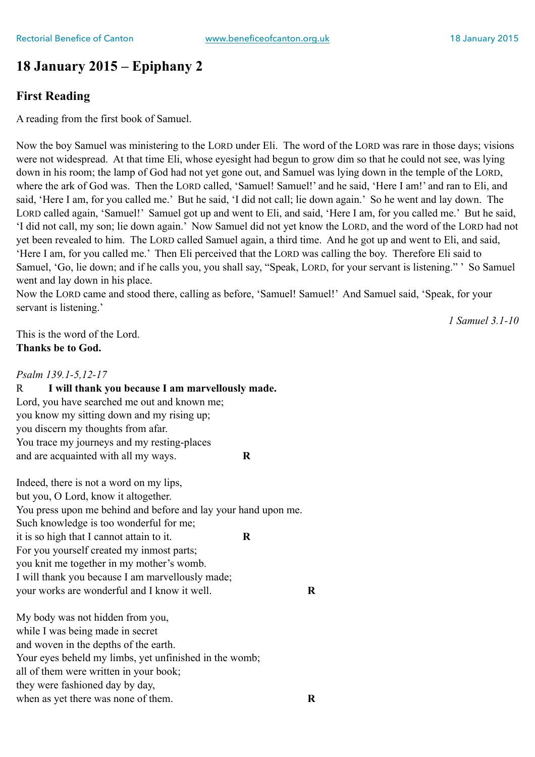# 18 January 2015 – Epiphany 2

## First Reading

A reading from the first book of Samuel.

Now the boy Samuel was ministering to the LORD under Eli. The word of the LORD was rare in those days; visions were not widespread. At that time Eli, whose eyesight had begun to grow dim so that he could not see, was lying down in his room; the lamp of God had not yet gone out, and Samuel was lying down in the temple of the LORD, where the ark of God was. Then the LORD called, 'Samuel! Samuel!' and he said, 'Here I am!' and ran to Eli, and said, 'Here I am, for you called me.' But he said, 'I did not call; lie down again.' So he went and lay down. The LORD called again, 'Samuel!' Samuel got up and went to Eli, and said, 'Here I am, for you called me.' But he said, 'I did not call, my son; lie down again.' Now Samuel did not yet know the LORD, and the word of the LORD had not yet been revealed to him. The LORD called Samuel again, a third time. And he got up and went to Eli, and said, 'Here I am, for you called me.' Then Eli perceived that the LORD was calling the boy. Therefore Eli said to Samuel, 'Go, lie down; and if he calls you, you shall say, "Speak, LORD, for your servant is listening." ' So Samuel went and lay down in his place.
Now the LORD came and stood there, calling as before, 'Samuel! Samuel!' And Samuel said, 'Speak, for your servant is listening.'

*1 Samuel 3.1-10*

This is the word of the Lord.
**Thanks be to God.**

*Psalm 139.1-5,12-17*

R **I will thank you because I am marvellously made.**

Lord, you have searched me out and known me;
you know my sitting down and my rising up;
you discern my thoughts from afar.
You trace my journeys and my resting-places
and are acquainted with all my ways. **R**

Indeed, there is not a word on my lips,
but you, O Lord, know it altogether.
You press upon me behind and before and lay your hand upon me.
Such knowledge is too wonderful for me;
it is so high that I cannot attain to it. **R**
For you yourself created my inmost parts;
you knit me together in my mother's womb.
I will thank you because I am marvellously made;
your works are wonderful and I know it well. **R**

My body was not hidden from you,
while I was being made in secret
and woven in the depths of the earth.
Your eyes beheld my limbs, yet unfinished in the womb;
all of them were written in your book;
they were fashioned day by day,
when as yet there was none of them. **R**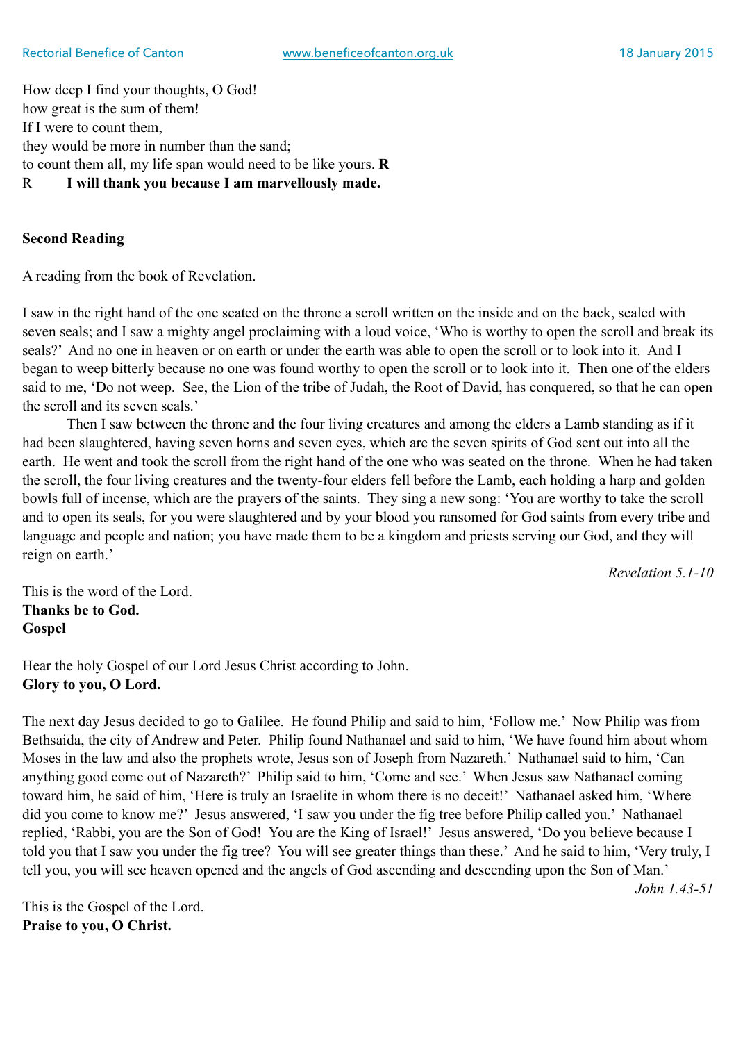How deep I find your thoughts, O God!
how great is the sum of them!
If I were to count them,
they would be more in number than the sand;
to count them all, my life span would need to be like yours. **R**
R **I will thank you because I am marvellously made.**

**Second Reading**

A reading from the book of Revelation.

I saw in the right hand of the one seated on the throne a scroll written on the inside and on the back, sealed with seven seals; and I saw a mighty angel proclaiming with a loud voice, 'Who is worthy to open the scroll and break its seals?' And no one in heaven or on earth or under the earth was able to open the scroll or to look into it. And I began to weep bitterly because no one was found worthy to open the scroll or to look into it. Then one of the elders said to me, 'Do not weep. See, the Lion of the tribe of Judah, the Root of David, has conquered, so that he can open the scroll and its seven seals.'

Then I saw between the throne and the four living creatures and among the elders a Lamb standing as if it had been slaughtered, having seven horns and seven eyes, which are the seven spirits of God sent out into all the earth. He went and took the scroll from the right hand of the one who was seated on the throne. When he had taken the scroll, the four living creatures and the twenty-four elders fell before the Lamb, each holding a harp and golden bowls full of incense, which are the prayers of the saints. They sing a new song: 'You are worthy to take the scroll and to open its seals, for you were slaughtered and by your blood you ransomed for God saints from every tribe and language and people and nation; you have made them to be a kingdom and priests serving our God, and they will reign on earth.'

*Revelation 5.1-10*

This is the word of the Lord.
**Thanks be to God.**
**Gospel**

Hear the holy Gospel of our Lord Jesus Christ according to John.
**Glory to you, O Lord.**

The next day Jesus decided to go to Galilee. He found Philip and said to him, 'Follow me.' Now Philip was from Bethsaida, the city of Andrew and Peter. Philip found Nathanael and said to him, 'We have found him about whom Moses in the law and also the prophets wrote, Jesus son of Joseph from Nazareth.' Nathanael said to him, 'Can anything good come out of Nazareth?' Philip said to him, 'Come and see.' When Jesus saw Nathanael coming toward him, he said of him, 'Here is truly an Israelite in whom there is no deceit!' Nathanael asked him, 'Where did you come to know me?' Jesus answered, 'I saw you under the fig tree before Philip called you.' Nathanael replied, 'Rabbi, you are the Son of God! You are the King of Israel!' Jesus answered, 'Do you believe because I told you that I saw you under the fig tree? You will see greater things than these.' And he said to him, 'Very truly, I tell you, you will see heaven opened and the angels of God ascending and descending upon the Son of Man.'

*John 1.43-51*

This is the Gospel of the Lord.
**Praise to you, O Christ.**